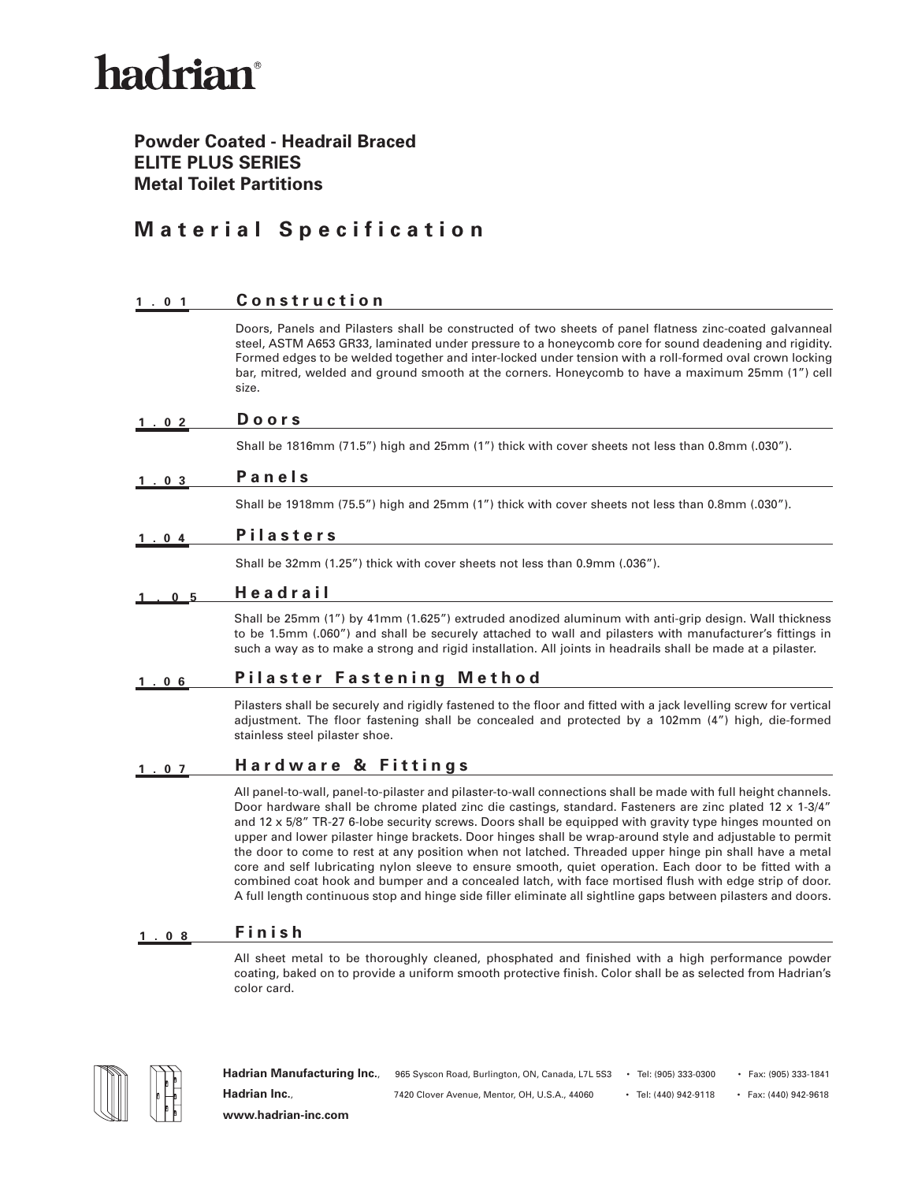# hadrian®

**Powder Coated - Headrail Braced**
**ELITE PLUS SERIES**
**Metal Toilet Partitions**

## Material Specification

### 1.01 Construction

Doors, Panels and Pilasters shall be constructed of two sheets of panel flatness zinc-coated galvanneal steel, ASTM A653 GR33, laminated under pressure to a honeycomb core for sound deadening and rigidity. Formed edges to be welded together and inter-locked under tension with a roll-formed oval crown locking bar, mitred, welded and ground smooth at the corners. Honeycomb to have a maximum 25mm (1") cell size.

### 1.02 Doors

Shall be 1816mm (71.5") high and 25mm (1") thick with cover sheets not less than 0.8mm (.030").

### 1.03 Panels

Shall be 1918mm (75.5") high and 25mm (1") thick with cover sheets not less than 0.8mm (.030").

### 1.04 Pilasters

Shall be 32mm (1.25") thick with cover sheets not less than 0.9mm (.036").

### 1.05 Headrail

Shall be 25mm (1") by 41mm (1.625") extruded anodized aluminum with anti-grip design. Wall thickness to be 1.5mm (.060") and shall be securely attached to wall and pilasters with manufacturer's fittings in such a way as to make a strong and rigid installation. All joints in headrails shall be made at a pilaster.

### 1.06 Pilaster Fastening Method

Pilasters shall be securely and rigidly fastened to the floor and fitted with a jack levelling screw for vertical adjustment. The floor fastening shall be concealed and protected by a 102mm (4") high, die-formed stainless steel pilaster shoe.

### 1.07 Hardware & Fittings

All panel-to-wall, panel-to-pilaster and pilaster-to-wall connections shall be made with full height channels. Door hardware shall be chrome plated zinc die castings, standard. Fasteners are zinc plated 12 x 1-3/4" and 12 x 5/8" TR-27 6-lobe security screws. Doors shall be equipped with gravity type hinges mounted on upper and lower pilaster hinge brackets. Door hinges shall be wrap-around style and adjustable to permit the door to come to rest at any position when not latched. Threaded upper hinge pin shall have a metal core and self lubricating nylon sleeve to ensure smooth, quiet operation. Each door to be fitted with a combined coat hook and bumper and a concealed latch, with face mortised flush with edge strip of door. A full length continuous stop and hinge side filler eliminate all sightline gaps between pilasters and doors.

### 1.08 Finish

All sheet metal to be thoroughly cleaned, phosphated and finished with a high performance powder coating, baked on to provide a uniform smooth protective finish. Color shall as be selected from Hadrian's color card.

**Hadrian Manufacturing Inc.**, 965 Syscon Road, Burlington, ON, Canada, L7L 5S3 • Tel: (905) 333-0300 • Fax: (905) 333-1841
**Hadrian Inc.**, 7420 Clover Avenue, Mentor, OH, U.S.A., 44060 • Tel: (440) 942-9118 • Fax: (440) 942-9618
**www.hadrian-inc.com**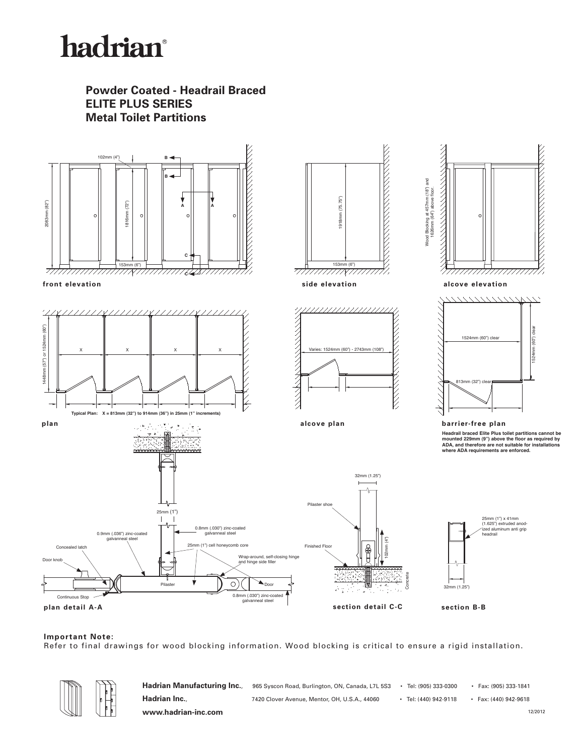# hadrian®

## Powder Coated - Headrail Braced
## ELITE PLUS SERIES
## Metal Toilet Partitions

102mm (4")

2083mm (82")

1816mm (72")

153mm (6")

B

A

C

**front elevation**

1918mm (75.75")

153mm (6")

**side elevation**

Wood Blocking at 457mm (18") and 1626mm (64") above floor.

**alcove elevation**

1448mm (57") or 1524mm (60")

X X X X

Typical Plan: X = 813mm (32") to 914mm (36") in 25mm (1" increments)

**plan**

Varies: 1524mm (60") - 2743mm (108")

**alcove plan**

1524mm (60") clear

1524mm (60") clear

813mm (32") clear

**barrier-free plan**

**Headrail braced Elite Plus toilet partitions cannot be mounted 229mm (9") above the floor as required by ADA, and therefore are not suitable for installations where ADA requirements are enforced.**

25mm (1")

0.8mm (.030") zinc-coated galvanneal steel

0.9mm (.036") zinc-coated galvanneal steel

25mm (1") cell honeycomb core

Concealed latch

Wrap-around, self-closing hinge and hinge side filler

Door knob

Pilaster

Door

Continuous Stop

0.8mm (.030") zinc-coated galvanneal steel

**plan detail A-A**

32mm (1.25")

Pilaster shoe

Finished Floor

102mm (4")

Concrete

**section detail C-C**

25mm (1") x 41mm (1.625") extruded anodized aluminum anti grip headrail

32mm (1.25")

**section B-B**

**Important Note:**

Refer to final drawings for wood blocking information. Wood blocking is critical to ensure a rigid installation.

**Hadrian Manufacturing Inc.**, 965 Syscon Road, Burlington, ON, Canada, L7L 5S3 • Tel: (905) 333-0300 • Fax: (905) 333-1841

**Hadrian Inc.**, 7420 Clover Avenue, Mentor, OH, U.S.A., 44060 • Tel: (440) 942-9118 • Fax: (440) 942-9618

**www.hadrian-inc.com**

12/2012